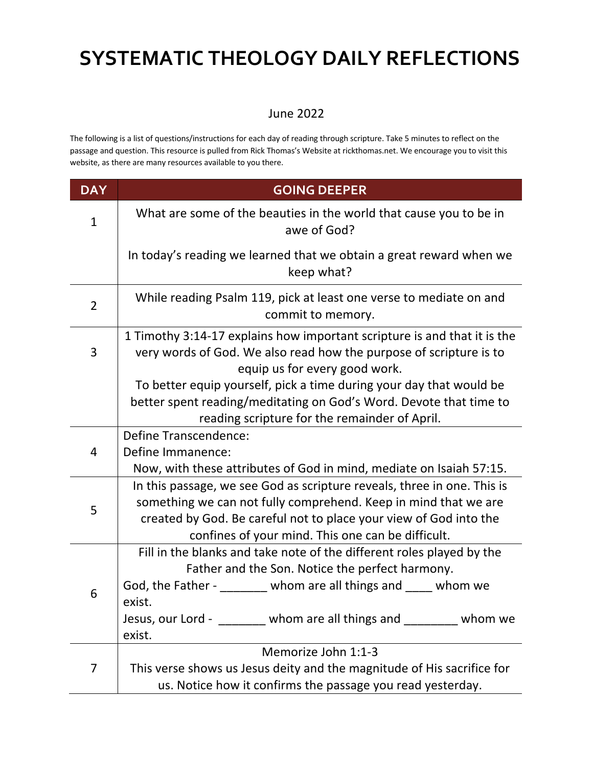# SYSTEMATIC THEOLOGY DAILY REFLECTIONS

June 2022

The following is a list of questions/instructions for each day of reading through scripture. Take 5 minutes to reflect on the passage and question. This resource is pulled from Rick Thomas's Website at rickthomas.net. We encourage you to visit this website, as there are many resources available to you there.

| DAY | GOING DEEPER |
|---|---|
| 1 | What are some of the beauties in the world that cause you to be in awe of God?<br><br>In today's reading we learned that we obtain a great reward when we keep what? |
| 2 | While reading Psalm 119, pick at least one verse to mediate on and commit to memory. |
| 3 | 1 Timothy 3:14-17 explains how important scripture is and that it is the very words of God. We also read how the purpose of scripture is to equip us for every good work.<br>To better equip yourself, pick a time during your day that would be better spent reading/meditating on God's Word. Devote that time to reading scripture for the remainder of April. |
| 4 | Define Transcendence:<br>Define Immanence:<br>Now, with these attributes of God in mind, mediate on Isaiah 57:15. |
| 5 | In this passage, we see God as scripture reveals, three in one. This is something we can not fully comprehend. Keep in mind that we are created by God. Be careful not to place your view of God into the confines of your mind. This one can be difficult. |
| 6 | Fill in the blanks and take note of the different roles played by the Father and the Son. Notice the perfect harmony.<br>God, the Father - _______ whom are all things and ____ whom we exist.<br>Jesus, our Lord - _______ whom are all things and ________ whom we exist. |
| 7 | Memorize John 1:1-3<br>This verse shows us Jesus deity and the magnitude of His sacrifice for us. Notice how it confirms the passage you read yesterday. |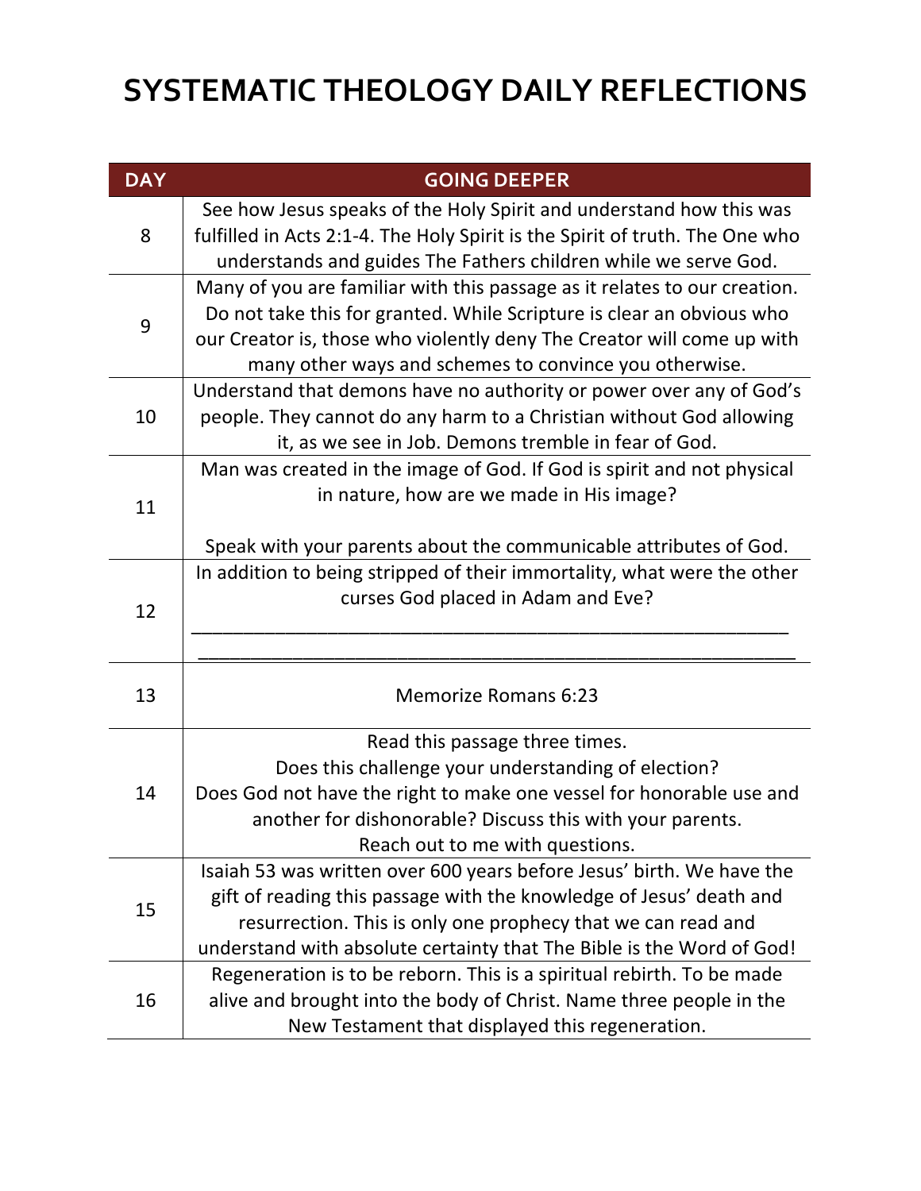# SYSTEMATIC THEOLOGY DAILY REFLECTIONS

| DAY | GOING DEEPER |
|---|---|
| 8 | See how Jesus speaks of the Holy Spirit and understand how this was fulfilled in Acts 2:1-4. The Holy Spirit is the Spirit of truth. The One who understands and guides The Fathers children while we serve God. |
| 9 | Many of you are familiar with this passage as it relates to our creation. Do not take this for granted. While Scripture is clear an obvious who our Creator is, those who violently deny The Creator will come up with many other ways and schemes to convince you otherwise. |
| 10 | Understand that demons have no authority or power over any of God's people. They cannot do any harm to a Christian without God allowing it, as we see in Job. Demons tremble in fear of God. |
| 11 | Man was created in the image of God. If God is spirit and not physical in nature, how are we made in His image?<br><br>Speak with your parents about the communicable attributes of God. |
| 12 | In addition to being stripped of their immortality, what were the other curses God placed in Adam and Eve?<br>______________________________________________________<br>______________________________________________________ |
| 13 | Memorize Romans 6:23 |
| 14 | Read this passage three times.<br>Does this challenge your understanding of election?<br>Does God not have the right to make one vessel for honorable use and another for dishonorable? Discuss this with your parents.<br>Reach out to me with questions. |
| 15 | Isaiah 53 was written over 600 years before Jesus' birth. We have the gift of reading this passage with the knowledge of Jesus' death and resurrection. This is only one prophecy that we can read and understand with absolute certainty that The Bible is the Word of God! |
| 16 | Regeneration is to be reborn. This is a spiritual rebirth. To be made alive and brought into the body of Christ. Name three people in the New Testament that displayed this regeneration. |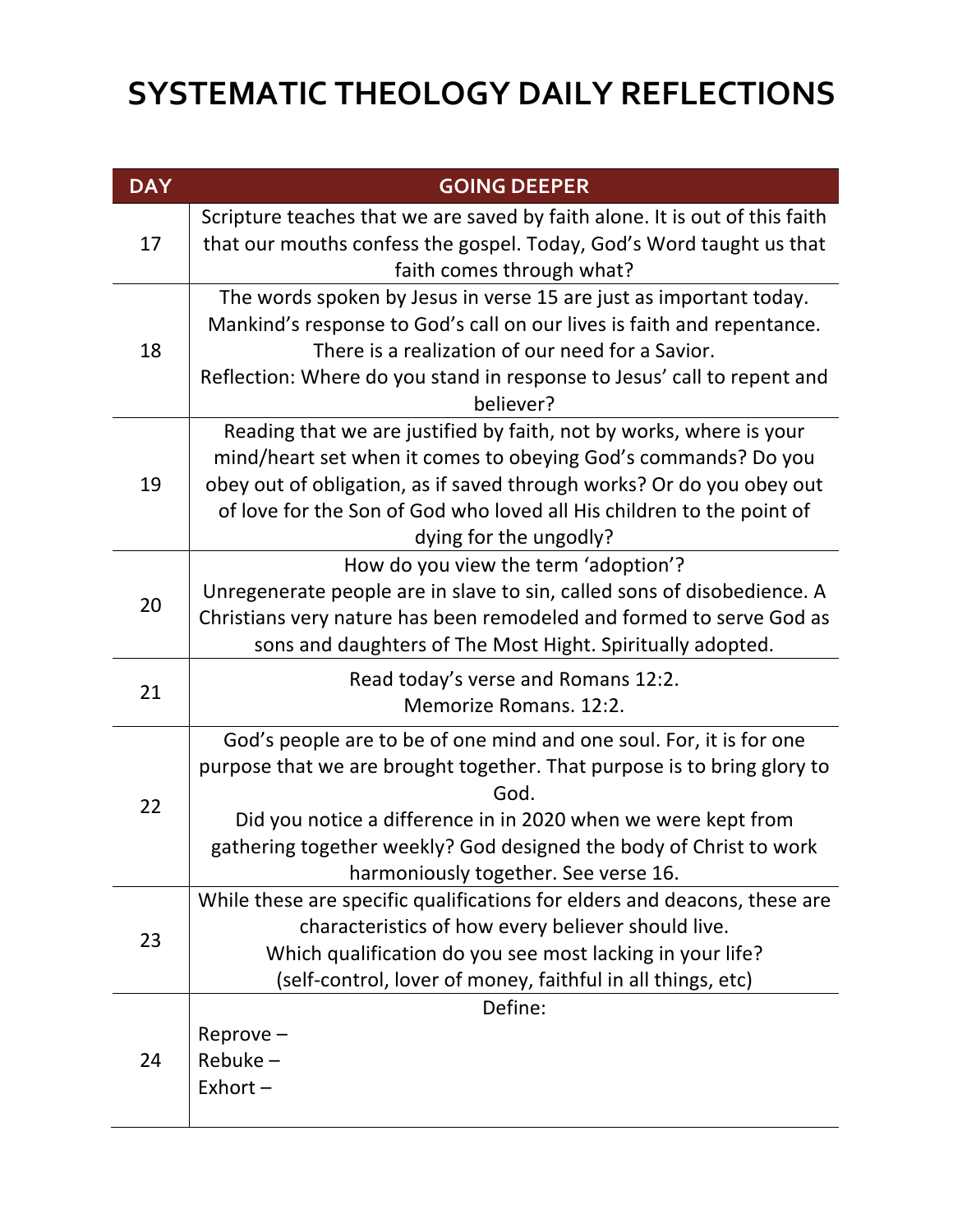# SYSTEMATIC THEOLOGY DAILY REFLECTIONS

| DAY | GOING DEEPER |
|---|---|
| 17 | Scripture teaches that we are saved by faith alone. It is out of this faith that our mouths confess the gospel. Today, God's Word taught us that faith comes through what? |
| 18 | The words spoken by Jesus in verse 15 are just as important today. Mankind's response to God's call on our lives is faith and repentance. There is a realization of our need for a Savior.<br>Reflection: Where do you stand in response to Jesus' call to repent and believer? |
| 19 | Reading that we are justified by faith, not by works, where is your mind/heart set when it comes to obeying God's commands? Do you obey out of obligation, as if saved through works? Or do you obey out of love for the Son of God who loved all His children to the point of dying for the ungodly? |
| 20 | How do you view the term 'adoption'?<br>Unregenerate people are in slave to sin, called sons of disobedience. A Christians very nature has been remodeled and formed to serve God as sons and daughters of The Most Hight. Spiritually adopted. |
| 21 | Read today's verse and Romans 12:2.<br>Memorize Romans. 12:2. |
| 22 | God's people are to be of one mind and one soul. For, it is for one purpose that we are brought together. That purpose is to bring glory to God.<br>Did you notice a difference in in 2020 when we were kept from gathering together weekly? God designed the body of Christ to work harmoniously together. See verse 16. |
| 23 | While these are specific qualifications for elders and deacons, these are characteristics of how every believer should live.<br>Which qualification do you see most lacking in your life?<br>(self-control, lover of money, faithful in all things, etc) |
| 24 | Define:<br>Reprove –<br>Rebuke –<br>Exhort – |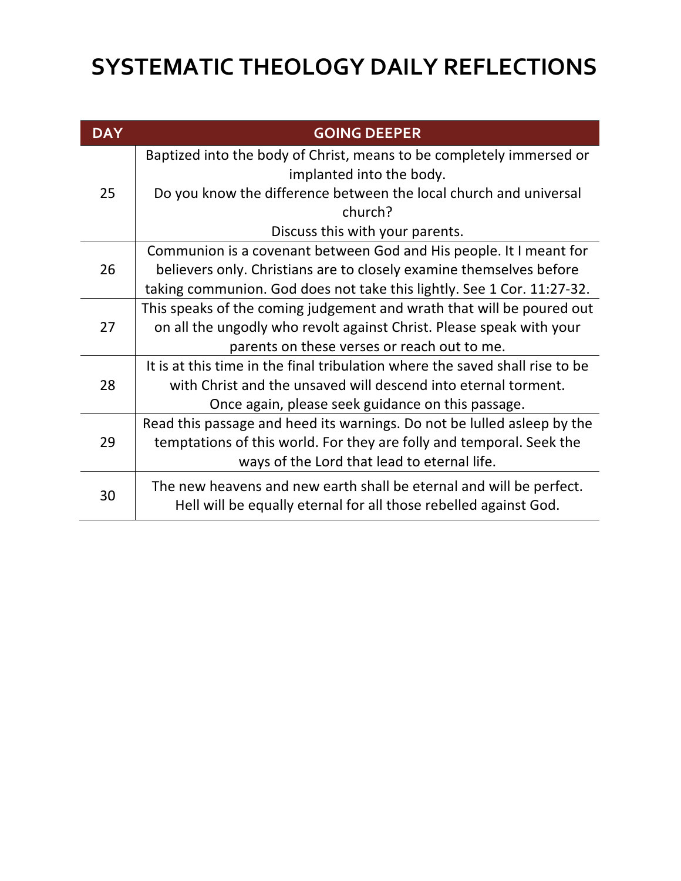# SYSTEMATIC THEOLOGY DAILY REFLECTIONS

| DAY | GOING DEEPER |
|---|---|
| 25 | Baptized into the body of Christ, means to be completely immersed or implanted into the body. Do you know the difference between the local church and universal church? Discuss this with your parents. |
| 26 | Communion is a covenant between God and His people. It I meant for believers only. Christians are to closely examine themselves before taking communion. God does not take this lightly. See 1 Cor. 11:27-32. |
| 27 | This speaks of the coming judgement and wrath that will be poured out on all the ungodly who revolt against Christ. Please speak with your parents on these verses or reach out to me. |
| 28 | It is at this time in the final tribulation where the saved shall rise to be with Christ and the unsaved will descend into eternal torment. Once again, please seek guidance on this passage. |
| 29 | Read this passage and heed its warnings. Do not be lulled asleep by the temptations of this world. For they are folly and temporal. Seek the ways of the Lord that lead to eternal life. |
| 30 | The new heavens and new earth shall be eternal and will be perfect. Hell will be equally eternal for all those rebelled against God. |